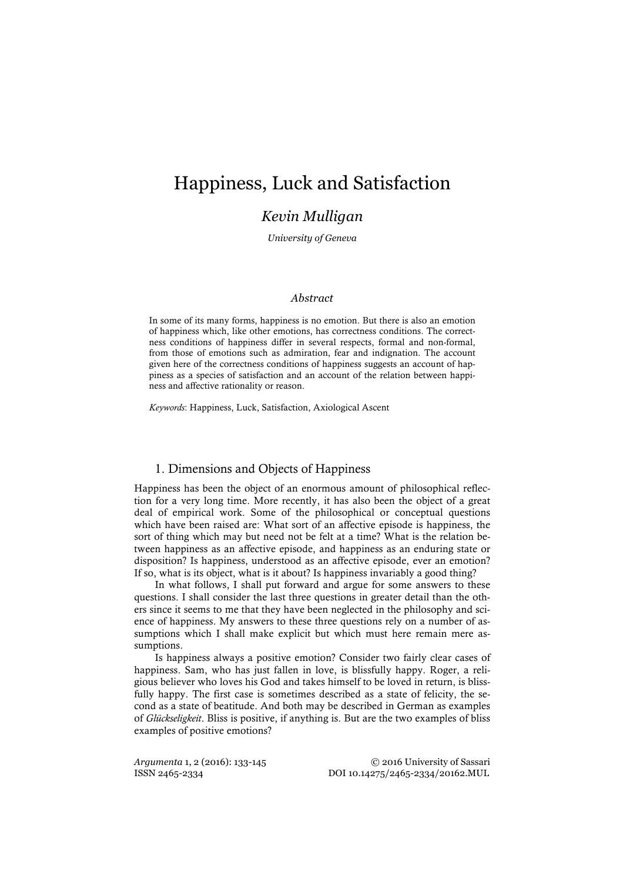# Happiness, Luck and Satisfaction

*Kevin Mulligan*

*University of Geneva*

### *Abstract*

In some of its many forms, happiness is no emotion. But there is also an emotion of happiness which, like other emotions, has correctness conditions. The correctness conditions of happiness differ in several respects, formal and non-formal, from those of emotions such as admiration, fear and indignation. The account given here of the correctness conditions of happiness suggests an account of happiness as a species of satisfaction and an account of the relation between happiness and affective rationality or reason.

*Keywords*: Happiness, Luck, Satisfaction, Axiological Ascent

## 1. Dimensions and Objects of Happiness

Happiness has been the object of an enormous amount of philosophical reflection for a very long time. More recently, it has also been the object of a great deal of empirical work. Some of the philosophical or conceptual questions which have been raised are: What sort of an affective episode is happiness, the sort of thing which may but need not be felt at a time? What is the relation between happiness as an affective episode, and happiness as an enduring state or disposition? Is happiness, understood as an affective episode, ever an emotion? If so, what is its object, what is it about? Is happiness invariably a good thing?

In what follows, I shall put forward and argue for some answers to these questions. I shall consider the last three questions in greater detail than the others since it seems to me that they have been neglected in the philosophy and science of happiness. My answers to these three questions rely on a number of assumptions which I shall make explicit but which must here remain mere assumptions.

Is happiness always a positive emotion? Consider two fairly clear cases of happiness. Sam, who has just fallen in love, is blissfully happy. Roger, a religious believer who loves his God and takes himself to be loved in return, is blissfully happy. The first case is sometimes described as a state of felicity, the second as a state of beatitude. And both may be described in German as examples of *Glückseligkeit*. Bliss is positive, if anything is. But are the two examples of bliss examples of positive emotions?

*Argumenta* 1, 2 (2016): 133-145
ISSN 2465-2334
© 2016 University of Sassari
DOI 10.14275/2465-2334/20162.MUL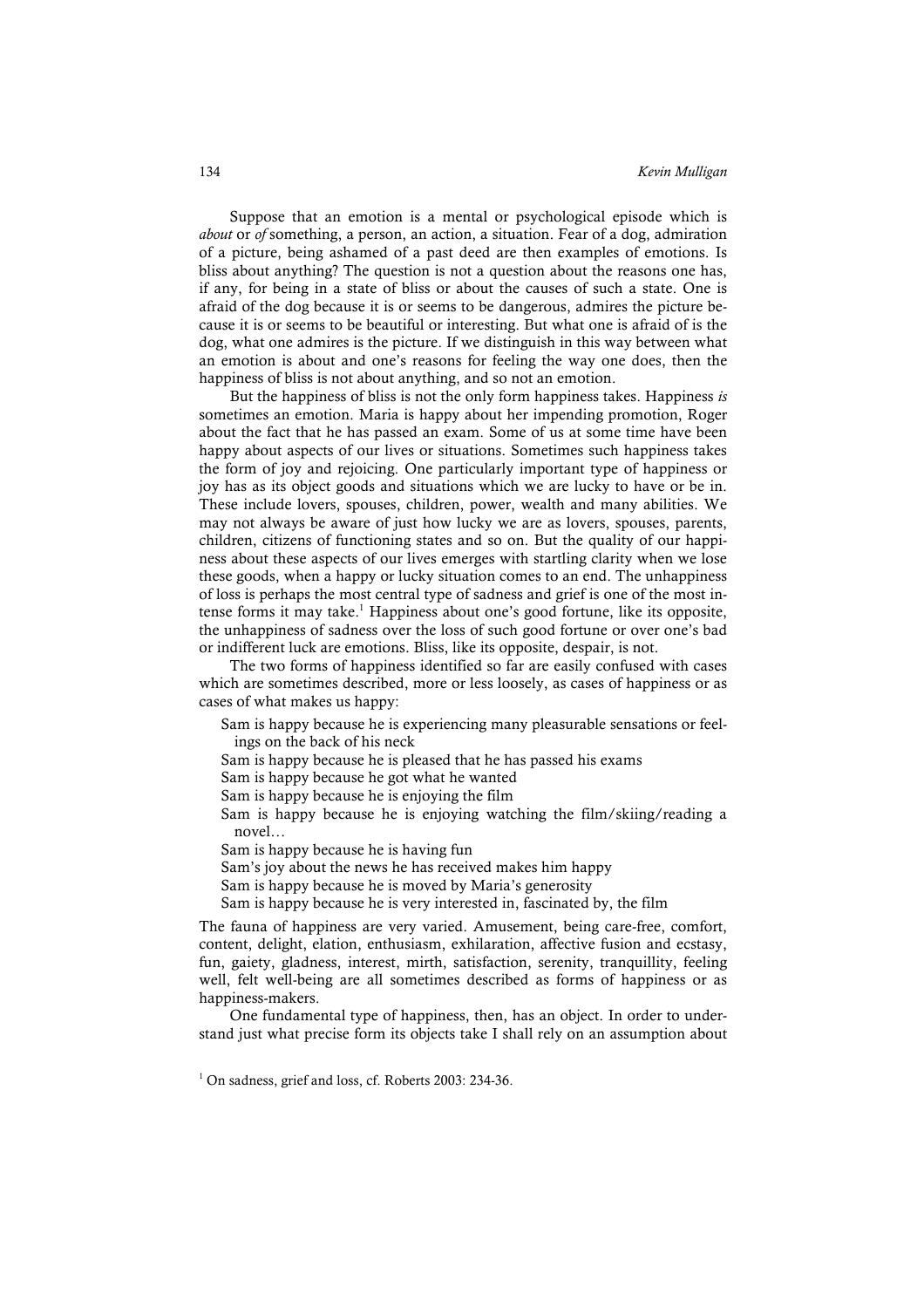Suppose that an emotion is a mental or psychological episode which is *about* or *of* something, a person, an action, a situation. Fear of a dog, admiration of a picture, being ashamed of a past deed are then examples of emotions. Is bliss about anything? The question is not a question about the reasons one has, if any, for being in a state of bliss or about the causes of such a state. One is afraid of the dog because it is or seems to be dangerous, admires the picture because it is or seems to be beautiful or interesting. But what one is afraid of is the dog, what one admires is the picture. If we distinguish in this way between what an emotion is about and one's reasons for feeling the way one does, then the happiness of bliss is not about anything, and so not an emotion.

But the happiness of bliss is not the only form happiness takes. Happiness *is* sometimes an emotion. Maria is happy about her impending promotion, Roger about the fact that he has passed an exam. Some of us at some time have been happy about aspects of our lives or situations. Sometimes such happiness takes the form of joy and rejoicing. One particularly important type of happiness or joy has as its object goods and situations which we are lucky to have or be in. These include lovers, spouses, children, power, wealth and many abilities. We may not always be aware of just how lucky we are as lovers, spouses, parents, children, citizens of functioning states and so on. But the quality of our happiness about these aspects of our lives emerges with startling clarity when we lose these goods, when a happy or lucky situation comes to an end. The unhappiness of loss is perhaps the most central type of sadness and grief is one of the most intense forms it may take.[1] Happiness about one's good fortune, like its opposite, the unhappiness of sadness over the loss of such good fortune or over one's bad or indifferent luck are emotions. Bliss, like its opposite, despair, is not.

The two forms of happiness identified so far are easily confused with cases which are sometimes described, more or less loosely, as cases of happiness or as cases of what makes us happy:

Sam is happy because he is experiencing many pleasurable sensations or feelings on the back of his neck  
Sam is happy because he is pleased that he has passed his exams  
Sam is happy because he got what he wanted  
Sam is happy because he is enjoying the film  
Sam is happy because he is enjoying watching the film/skiing/reading a novel…  
Sam is happy because he is having fun  
Sam's joy about the news he has received makes him happy  
Sam is happy because he is moved by Maria's generosity  
Sam is happy because he is very interested in, fascinated by, the film

The fauna of happiness are very varied. Amusement, being care-free, comfort, content, delight, elation, enthusiasm, exhilaration, affective fusion and ecstasy, fun, gaiety, gladness, interest, mirth, satisfaction, serenity, tranquillity, feeling well, felt well-being are all sometimes described as forms of happiness or as happiness-makers.

One fundamental type of happiness, then, has an object. In order to understand just what precise form its objects take I shall rely on an assumption about

[1] On sadness, grief and loss, cf. Roberts 2003: 234-36.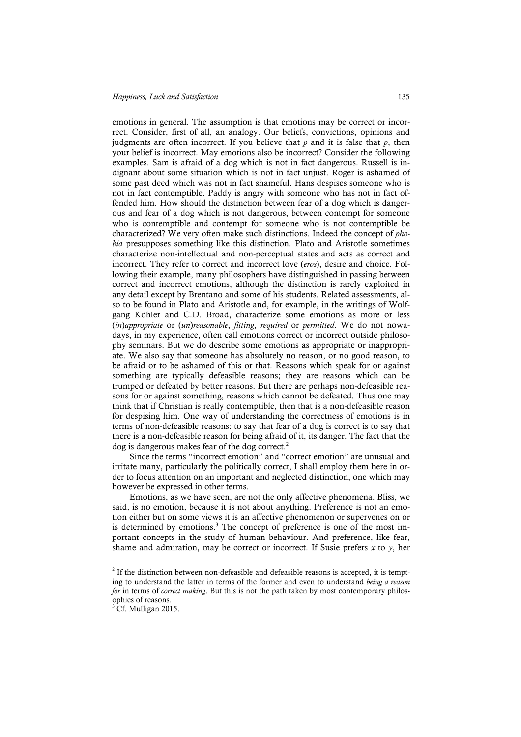emotions in general. The assumption is that emotions may be correct or incorrect. Consider, first of all, an analogy. Our beliefs, convictions, opinions and judgments are often incorrect. If you believe that *p* and it is false that *p*, then your belief is incorrect. May emotions also be incorrect? Consider the following examples. Sam is afraid of a dog which is not in fact dangerous. Russell is indignant about some situation which is not in fact unjust. Roger is ashamed of some past deed which was not in fact shameful. Hans despises someone who is not in fact contemptible. Paddy is angry with someone who has not in fact offended him. How should the distinction between fear of a dog which is dangerous and fear of a dog which is not dangerous, between contempt for someone who is contemptible and contempt for someone who is not contemptible be characterized? We very often make such distinctions. Indeed the concept of *phobia* presupposes something like this distinction. Plato and Aristotle sometimes characterize non-intellectual and non-perceptual states and acts as correct and incorrect. They refer to correct and incorrect love (*eros*), desire and choice. Following their example, many philosophers have distinguished in passing between correct and incorrect emotions, although the distinction is rarely exploited in any detail except by Brentano and some of his students. Related assessments, also to be found in Plato and Aristotle and, for example, in the writings of Wolfgang Köhler and C.D. Broad, characterize some emotions as more or less (*in*)*appropriate* or (*un*)*reasonable*, *fitting*, *required* or *permitted*. We do not nowadays, in my experience, often call emotions correct or incorrect outside philosophy seminars. But we do describe some emotions as appropriate or inappropriate. We also say that someone has absolutely no reason, or no good reason, to be afraid or to be ashamed of this or that. Reasons which speak for or against something are typically defeasible reasons; they are reasons which can be trumped or defeated by better reasons. But there are perhaps non-defeasible reasons for or against something, reasons which cannot be defeated. Thus one may think that if Christian is really contemptible, then that is a non-defeasible reason for despising him. One way of understanding the correctness of emotions is in terms of non-defeasible reasons: to say that fear of a dog is correct is to say that there is a non-defeasible reason for being afraid of it, its danger. The fact that the dog is dangerous makes fear of the dog correct.[2]

Since the terms "incorrect emotion" and "correct emotion" are unusual and irritate many, particularly the politically correct, I shall employ them here in order to focus attention on an important and neglected distinction, one which may however be expressed in other terms.

Emotions, as we have seen, are not the only affective phenomena. Bliss, we said, is no emotion, because it is not about anything. Preference is not an emotion either but on some views it is an affective phenomenon or supervenes on or is determined by emotions.[3] The concept of preference is one of the most important concepts in the study of human behaviour. And preference, like fear, shame and admiration, may be correct or incorrect. If Susie prefers *x* to *y*, her

---

[2] If the distinction between non-defeasible and defeasible reasons is accepted, it is tempting to understand the latter in terms of the former and even to understand *being a reason for* in terms of *correct making*. But this is not the path taken by most contemporary philosophies of reasons.

[3] Cf. Mulligan 2015.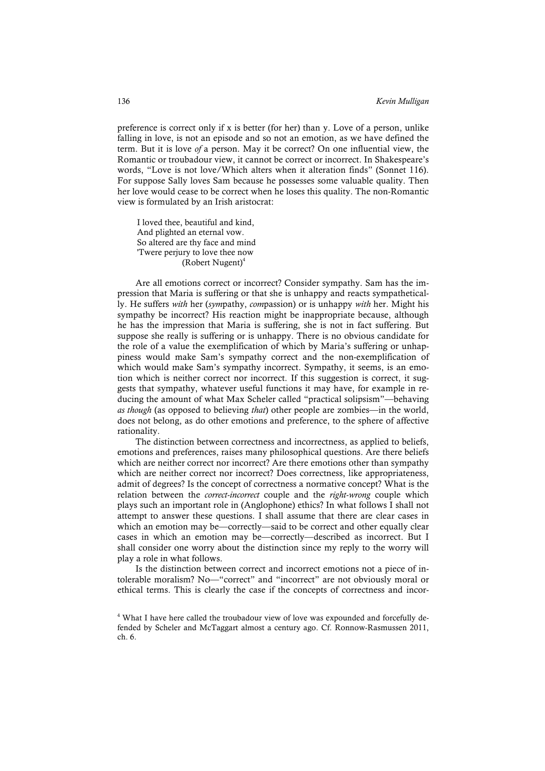preference is correct only if x is better (for her) than y. Love of a person, unlike falling in love, is not an episode and so not an emotion, as we have defined the term. But it is love *of* a person. May it be correct? On one influential view, the Romantic or troubadour view, it cannot be correct or incorrect. In Shakespeare's words, "Love is not love/Which alters when it alteration finds" (Sonnet 116). For suppose Sally loves Sam because he possesses some valuable quality. Then her love would cease to be correct when he loses this quality. The non-Romantic view is formulated by an Irish aristocrat:

> I loved thee, beautiful and kind,
> And plighted an eternal vow.
> So altered are thy face and mind
> 'Twere perjury to love thee now
> (Robert Nugent)[4]

Are all emotions correct or incorrect? Consider sympathy. Sam has the impression that Maria is suffering or that she is unhappy and reacts sympathetically. He suffers *with* her (*sym*pathy, *com*passion) or is unhappy *with* her. Might his sympathy be incorrect? His reaction might be inappropriate because, although he has the impression that Maria is suffering, she is not in fact suffering. But suppose she really is suffering or is unhappy. There is no obvious candidate for the role of a value the exemplification of which by Maria's suffering or unhappiness would make Sam's sympathy correct and the non-exemplification of which would make Sam's sympathy incorrect. Sympathy, it seems, is an emotion which is neither correct nor incorrect. If this suggestion is correct, it suggests that sympathy, whatever useful functions it may have, for example in reducing the amount of what Max Scheler called "practical solipsism"—behaving *as though* (as opposed to believing *that*) other people are zombies—in the world, does not belong, as do other emotions and preference, to the sphere of affective rationality.

The distinction between correctness and incorrectness, as applied to beliefs, emotions and preferences, raises many philosophical questions. Are there beliefs which are neither correct nor incorrect? Are there emotions other than sympathy which are neither correct nor incorrect? Does correctness, like appropriateness, admit of degrees? Is the concept of correctness a normative concept? What is the relation between the *correct-incorrect* couple and the *right-wrong* couple which plays such an important role in (Anglophone) ethics? In what follows I shall not attempt to answer these questions. I shall assume that there are clear cases in which an emotion may be—correctly—said to be correct and other equally clear cases in which an emotion may be—correctly—described as incorrect. But I shall consider one worry about the distinction since my reply to the worry will play a role in what follows.

Is the distinction between correct and incorrect emotions not a piece of intolerable moralism? No—"correct" and "incorrect" are not obviously moral or ethical terms. This is clearly the case if the concepts of correctness and incor-

[4] What I have here called the troubadour view of love was expounded and forcefully defended by Scheler and McTaggart almost a century ago. Cf. Ronnow-Rasmussen 2011, ch. 6.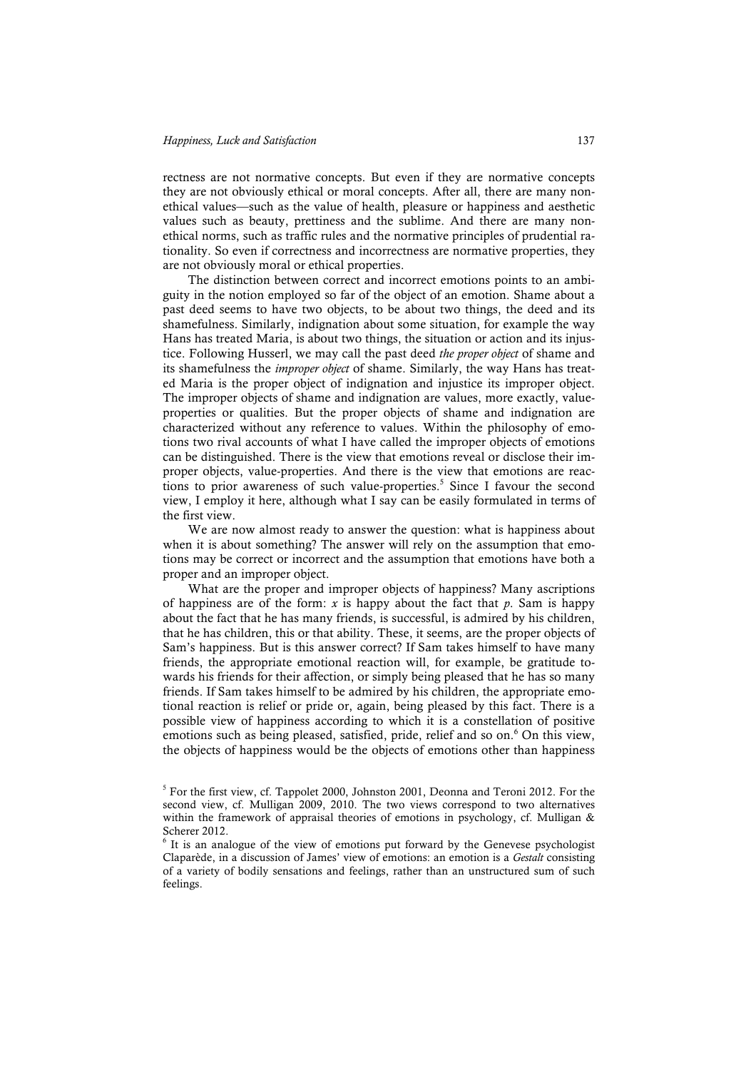rectness are not normative concepts. But even if they are normative concepts they are not obviously ethical or moral concepts. After all, there are many non-ethical values—such as the value of health, pleasure or happiness and aesthetic values such as beauty, prettiness and the sublime. And there are many non-ethical norms, such as traffic rules and the normative principles of prudential rationality. So even if correctness and incorrectness are normative properties, they are not obviously moral or ethical properties.

The distinction between correct and incorrect emotions points to an ambiguity in the notion employed so far of the object of an emotion. Shame about a past deed seems to have two objects, to be about two things, the deed and its shamefulness. Similarly, indignation about some situation, for example the way Hans has treated Maria, is about two things, the situation or action and its injustice. Following Husserl, we may call the past deed *the proper object* of shame and its shamefulness the *improper object* of shame. Similarly, the way Hans has treated Maria is the proper object of indignation and injustice its improper object. The improper objects of shame and indignation are values, more exactly, value-properties or qualities. But the proper objects of shame and indignation are characterized without any reference to values. Within the philosophy of emotions two rival accounts of what I have called the improper objects of emotions can be distinguished. There is the view that emotions reveal or disclose their improper objects, value-properties. And there is the view that emotions are reactions to prior awareness of such value-properties.[5] Since I favour the second view, I employ it here, although what I say can be easily formulated in terms of the first view.

We are now almost ready to answer the question: what is happiness about when it is about something? The answer will rely on the assumption that emotions may be correct or incorrect and the assumption that emotions have both a proper and an improper object.

What are the proper and improper objects of happiness? Many ascriptions of happiness are of the form: *x* is happy about the fact that *p*. Sam is happy about the fact that he has many friends, is successful, is admired by his children, that he has children, this or that ability. These, it seems, are the proper objects of Sam's happiness. But is this answer correct? If Sam takes himself to have many friends, the appropriate emotional reaction will, for example, be gratitude towards his friends for their affection, or simply being pleased that he has so many friends. If Sam takes himself to be admired by his children, the appropriate emotional reaction is relief or pride or, again, being pleased by this fact. There is a possible view of happiness according to which it is a constellation of positive emotions such as being pleased, satisfied, pride, relief and so on.[6] On this view, the objects of happiness would be the objects of emotions other than happiness

---

[5] For the first view, cf. Tappolet 2000, Johnston 2001, Deonna and Teroni 2012. For the second view, cf. Mulligan 2009, 2010. The two views correspond to two alternatives within the framework of appraisal theories of emotions in psychology, cf. Mulligan & Scherer 2012.

[6] It is an analogue of the view of emotions put forward by the Genevese psychologist Claparède, in a discussion of James' view of emotions: an emotion is a *Gestalt* consisting of a variety of bodily sensations and feelings, rather than an unstructured sum of such feelings.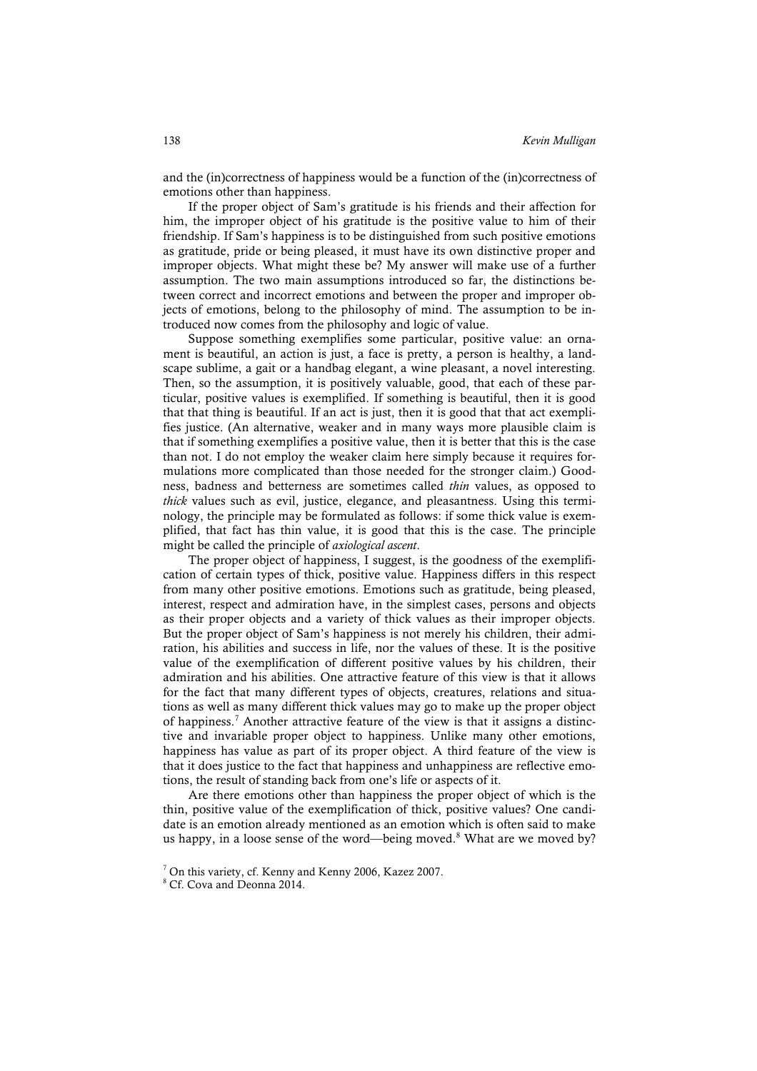and the (in)correctness of happiness would be a function of the (in)correctness of emotions other than happiness.

If the proper object of Sam's gratitude is his friends and their affection for him, the improper object of his gratitude is the positive value to him of their friendship. If Sam's happiness is to be distinguished from such positive emotions as gratitude, pride or being pleased, it must have its own distinctive proper and improper objects. What might these be? My answer will make use of a further assumption. The two main assumptions introduced so far, the distinctions between correct and incorrect emotions and between the proper and improper objects of emotions, belong to the philosophy of mind. The assumption to be introduced now comes from the philosophy and logic of value.

Suppose something exemplifies some particular, positive value: an ornament is beautiful, an action is just, a face is pretty, a person is healthy, a landscape sublime, a gait or a handbag elegant, a wine pleasant, a novel interesting. Then, so the assumption, it is positively valuable, good, that each of these particular, positive values is exemplified. If something is beautiful, then it is good that that thing is beautiful. If an act is just, then it is good that that act exemplifies justice. (An alternative, weaker and in many ways more plausible claim is that if something exemplifies a positive value, then it is better that this is the case than not. I do not employ the weaker claim here simply because it requires formulations more complicated than those needed for the stronger claim.) Goodness, badness and betterness are sometimes called *thin* values, as opposed to *thick* values such as evil, justice, elegance, and pleasantness. Using this terminology, the principle may be formulated as follows: if some thick value is exemplified, that fact has thin value, it is good that this is the case. The principle might be called the principle of *axiological ascent*.

The proper object of happiness, I suggest, is the goodness of the exemplification of certain types of thick, positive value. Happiness differs in this respect from many other positive emotions. Emotions such as gratitude, being pleased, interest, respect and admiration have, in the simplest cases, persons and objects as their proper objects and a variety of thick values as their improper objects. But the proper object of Sam's happiness is not merely his children, their admiration, his abilities and success in life, nor the values of these. It is the positive value of the exemplification of different positive values by his children, their admiration and his abilities. One attractive feature of this view is that it allows for the fact that many different types of objects, creatures, relations and situations as well as many different thick values may go to make up the proper object of happiness.[7] Another attractive feature of the view is that it assigns a distinctive and invariable proper object to happiness. Unlike many other emotions, happiness has value as part of its proper object. A third feature of the view is that it does justice to the fact that happiness and unhappiness are reflective emotions, the result of standing back from one's life or aspects of it.

Are there emotions other than happiness the proper object of which is the thin, positive value of the exemplification of thick, positive values? One candidate is an emotion already mentioned as an emotion which is often said to make us happy, in a loose sense of the word—being moved.[8] What are we moved by?

[7] On this variety, cf. Kenny and Kenny 2006, Kazez 2007.

[8] Cf. Cova and Deonna 2014.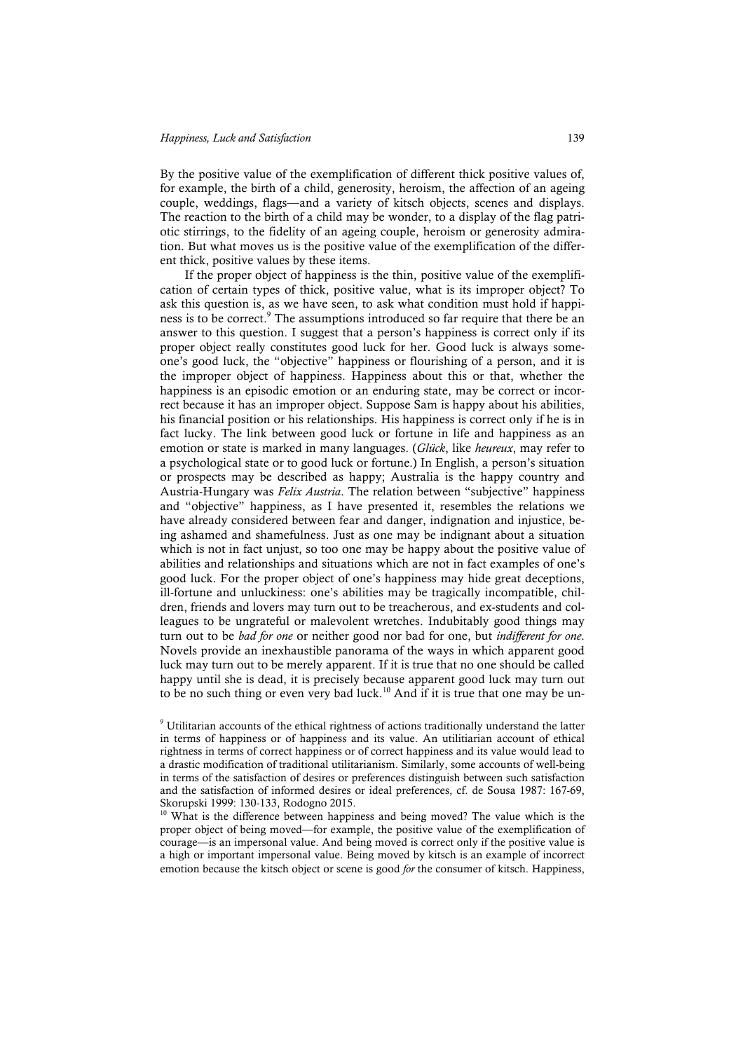By the positive value of the exemplification of different thick positive values of, for example, the birth of a child, generosity, heroism, the affection of an ageing couple, weddings, flags—and a variety of kitsch objects, scenes and displays. The reaction to the birth of a child may be wonder, to a display of the flag patriotic stirrings, to the fidelity of an ageing couple, heroism or generosity admiration. But what moves us is the positive value of the exemplification of the different thick, positive values by these items.

If the proper object of happiness is the thin, positive value of the exemplification of certain types of thick, positive value, what is its improper object? To ask this question is, as we have seen, to ask what condition must hold if happiness is to be correct.[9] The assumptions introduced so far require that there be an answer to this question. I suggest that a person's happiness is correct only if its proper object really constitutes good luck for her. Good luck is always someone's good luck, the "objective" happiness or flourishing of a person, and it is the improper object of happiness. Happiness about this or that, whether the happiness is an episodic emotion or an enduring state, may be correct or incorrect because it has an improper object. Suppose Sam is happy about his abilities, his financial position or his relationships. His happiness is correct only if he is in fact lucky. The link between good luck or fortune in life and happiness as an emotion or state is marked in many languages. (*Glück*, like *heureux*, may refer to a psychological state or to good luck or fortune.) In English, a person's situation or prospects may be described as happy; Australia is the happy country and Austria-Hungary was *Felix Austria*. The relation between "subjective" happiness and "objective" happiness, as I have presented it, resembles the relations we have already considered between fear and danger, indignation and injustice, being ashamed and shamefulness. Just as one may be indignant about a situation which is not in fact unjust, so too one may be happy about the positive value of abilities and relationships and situations which are not in fact examples of one's good luck. For the proper object of one's happiness may hide great deceptions, ill-fortune and unluckiness: one's abilities may be tragically incompatible, children, friends and lovers may turn out to be treacherous, and ex-students and colleagues to be ungrateful or malevolent wretches. Indubitably good things may turn out to be *bad for one* or neither good nor bad for one, but *indifferent for one*. Novels provide an inexhaustible panorama of the ways in which apparent good luck may turn out to be merely apparent. If it is true that no one should be called happy until she is dead, it is precisely because apparent good luck may turn out to be no such thing or even very bad luck.[10] And if it is true that one may be un-

[9] Utilitarian accounts of the ethical rightness of actions traditionally understand the latter in terms of happiness or of happiness and its value. An utilitiarian account of ethical rightness in terms of correct happiness or of correct happiness and its value would lead to a drastic modification of traditional utilitarianism. Similarly, some accounts of well-being in terms of the satisfaction of desires or preferences distinguish between such satisfaction and the satisfaction of informed desires or ideal preferences, cf. de Sousa 1987: 167-69, Skorupski 1999: 130-133, Rodogno 2015.

[10] What is the difference between happiness and being moved? The value which is the proper object of being moved—for example, the positive value of the exemplification of courage—is an impersonal value. And being moved is correct only if the positive value is a high or important impersonal value. Being moved by kitsch is an example of incorrect emotion because the kitsch object or scene is good *for* the consumer of kitsch. Happiness,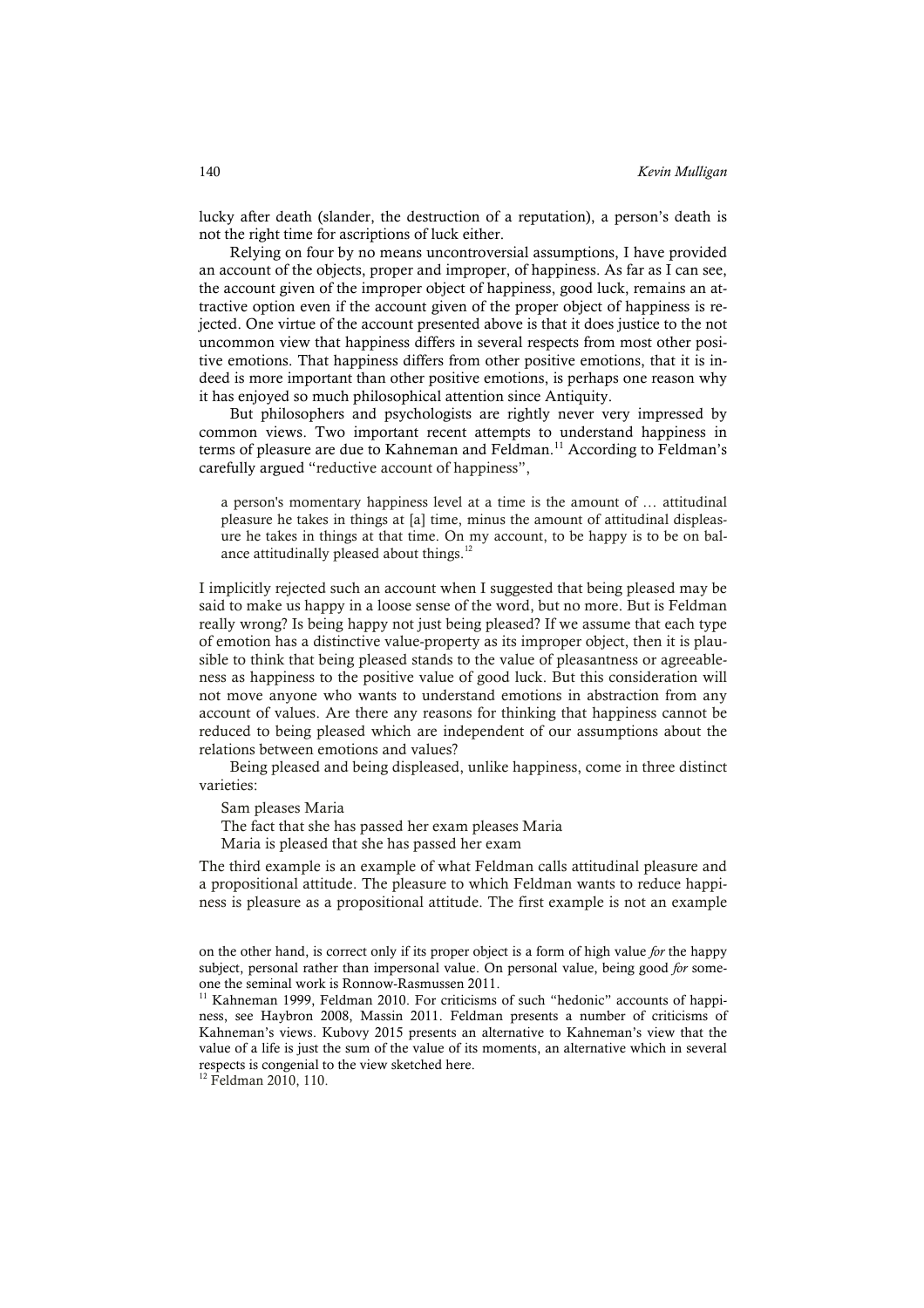lucky after death (slander, the destruction of a reputation), a person's death is not the right time for ascriptions of luck either.

Relying on four by no means uncontroversial assumptions, I have provided an account of the objects, proper and improper, of happiness. As far as I can see, the account given of the improper object of happiness, good luck, remains an attractive option even if the account given of the proper object of happiness is rejected. One virtue of the account presented above is that it does justice to the not uncommon view that happiness differs in several respects from most other positive emotions. That happiness differs from other positive emotions, that it is indeed is more important than other positive emotions, is perhaps one reason why it has enjoyed so much philosophical attention since Antiquity.

But philosophers and psychologists are rightly never very impressed by common views. Two important recent attempts to understand happiness in terms of pleasure are due to Kahneman and Feldman.[11] According to Feldman's carefully argued "reductive account of happiness",

> a person's momentary happiness level at a time is the amount of … attitudinal pleasure he takes in things at [a] time, minus the amount of attitudinal displeasure he takes in things at that time. On my account, to be happy is to be on balance attitudinally pleased about things.[12]

I implicitly rejected such an account when I suggested that being pleased may be said to make us happy in a loose sense of the word, but no more. But is Feldman really wrong? Is being happy not just being pleased? If we assume that each type of emotion has a distinctive value-property as its improper object, then it is plausible to think that being pleased stands to the value of pleasantness or agreeableness as happiness to the positive value of good luck. But this consideration will not move anyone who wants to understand emotions in abstraction from any account of values. Are there any reasons for thinking that happiness cannot be reduced to being pleased which are independent of our assumptions about the relations between emotions and values?

Being pleased and being displeased, unlike happiness, come in three distinct varieties:

Sam pleases Maria
The fact that she has passed her exam pleases Maria
Maria is pleased that she has passed her exam

The third example is an example of what Feldman calls attitudinal pleasure and a propositional attitude. The pleasure to which Feldman wants to reduce happiness is pleasure as a propositional attitude. The first example is not an example

---

on the other hand, is correct only if its proper object is a form of high value *for* the happy subject, personal rather than impersonal value. On personal value, being good *for* someone the seminal work is Ronnow-Rasmussen 2011.

[11] Kahneman 1999, Feldman 2010. For criticisms of such "hedonic" accounts of happiness, see Haybron 2008, Massin 2011. Feldman presents a number of criticisms of Kahneman's views. Kubovy 2015 presents an alternative to Kahneman's view that the value of a life is just the sum of the value of its moments, an alternative which in several respects is congenial to the view sketched here.

[12] Feldman 2010, 110.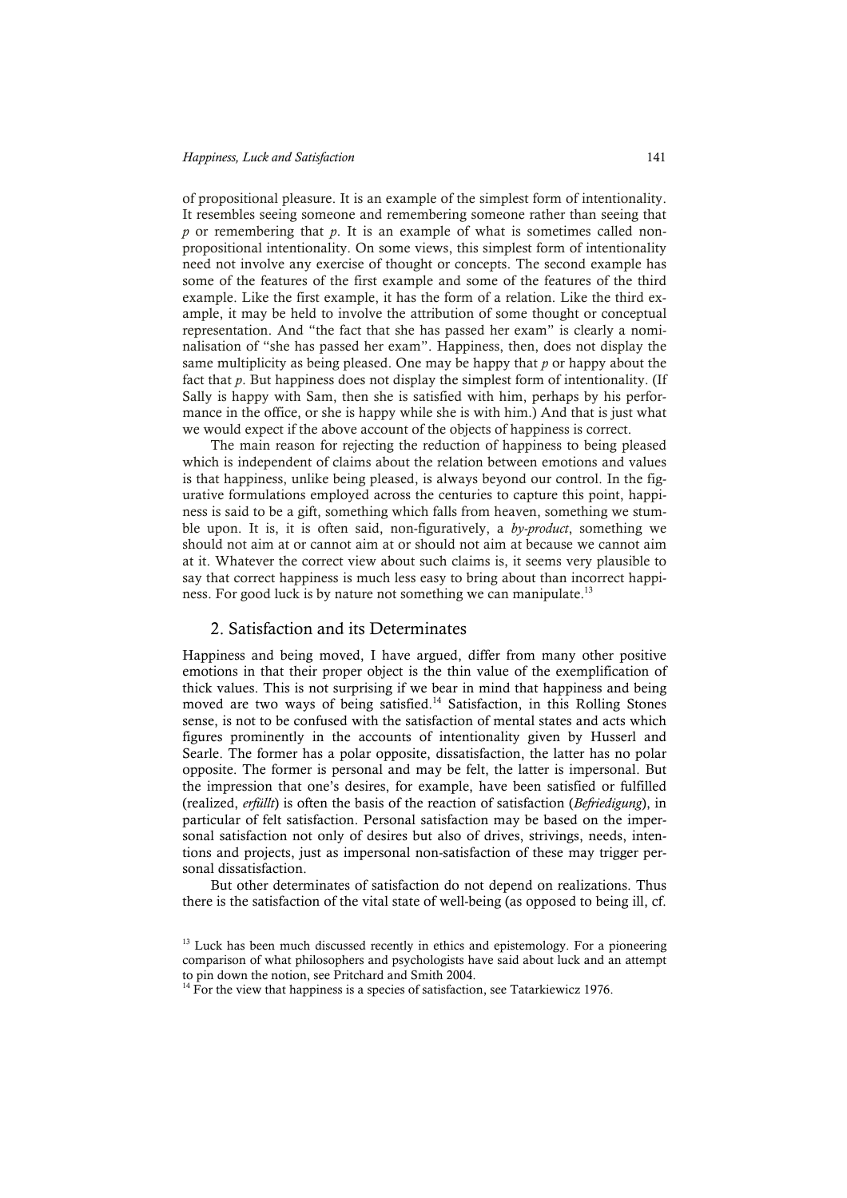of propositional pleasure. It is an example of the simplest form of intentionality. It resembles seeing someone and remembering someone rather than seeing that *p* or remembering that *p*. It is an example of what is sometimes called non-propositional intentionality. On some views, this simplest form of intentionality need not involve any exercise of thought or concepts. The second example has some of the features of the first example and some of the features of the third example. Like the first example, it has the form of a relation. Like the third example, it may be held to involve the attribution of some thought or conceptual representation. And "the fact that she has passed her exam" is clearly a nominalisation of "she has passed her exam". Happiness, then, does not display the same multiplicity as being pleased. One may be happy that *p* or happy about the fact that *p*. But happiness does not display the simplest form of intentionality. (If Sally is happy with Sam, then she is satisfied with him, perhaps by his performance in the office, or she is happy while she is with him.) And that is just what we would expect if the above account of the objects of happiness is correct.

The main reason for rejecting the reduction of happiness to being pleased which is independent of claims about the relation between emotions and values is that happiness, unlike being pleased, is always beyond our control. In the figurative formulations employed across the centuries to capture this point, happiness is said to be a gift, something which falls from heaven, something we stumble upon. It is, it is often said, non-figuratively, a *by-product*, something we should not aim at or cannot aim at or should not aim at because we cannot aim at it. Whatever the correct view about such claims is, it seems very plausible to say that correct happiness is much less easy to bring about than incorrect happiness. For good luck is by nature not something we can manipulate.[13]

## 2. Satisfaction and its Determinates

Happiness and being moved, I have argued, differ from many other positive emotions in that their proper object is the thin value of the exemplification of thick values. This is not surprising if we bear in mind that happiness and being moved are two ways of being satisfied.[14] Satisfaction, in this Rolling Stones sense, is not to be confused with the satisfaction of mental states and acts which figures prominently in the accounts of intentionality given by Husserl and Searle. The former has a polar opposite, dissatisfaction, the latter has no polar opposite. The former is personal and may be felt, the latter is impersonal. But the impression that one's desires, for example, have been satisfied or fulfilled (realized, *erfüllt*) is often the basis of the reaction of satisfaction (*Befriedigung*), in particular of felt satisfaction. Personal satisfaction may be based on the impersonal satisfaction not only of desires but also of drives, strivings, needs, intentions and projects, just as impersonal non-satisfaction of these may trigger personal dissatisfaction.

But other determinates of satisfaction do not depend on realizations. Thus there is the satisfaction of the vital state of well-being (as opposed to being ill, cf.

[13] Luck has been much discussed recently in ethics and epistemology. For a pioneering comparison of what philosophers and psychologists have said about luck and an attempt to pin down the notion, see Pritchard and Smith 2004.

[14] For the view that happiness is a species of satisfaction, see Tatarkiewicz 1976.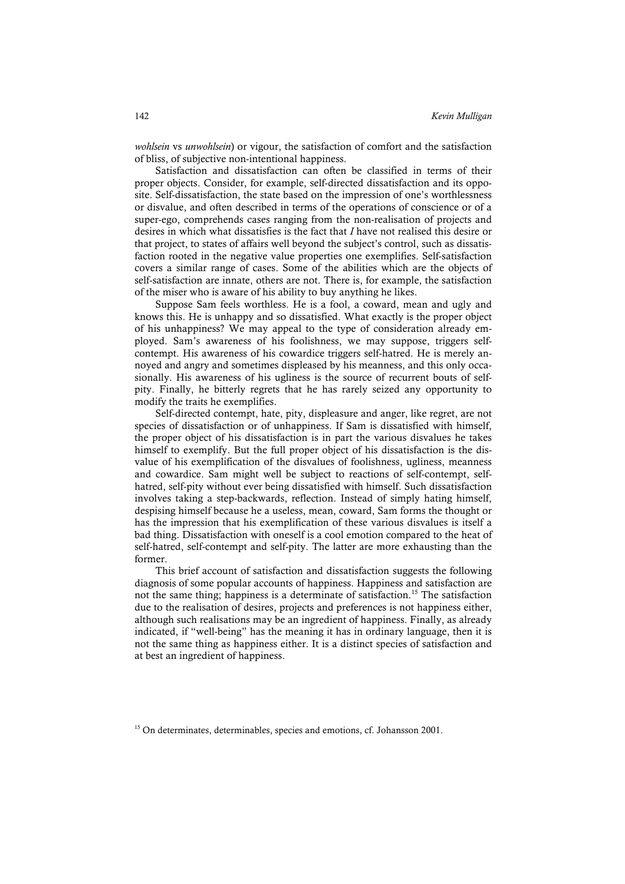*wohlsein* vs *unwohlsein*) or vigour, the satisfaction of comfort and the satisfaction of bliss, of subjective non-intentional happiness.

Satisfaction and dissatisfaction can often be classified in terms of their proper objects. Consider, for example, self-directed dissatisfaction and its opposite. Self-dissatisfaction, the state based on the impression of one's worthlessness or disvalue, and often described in terms of the operations of conscience or of a super-ego, comprehends cases ranging from the non-realisation of projects and desires in which what dissatisfies is the fact that *I* have not realised this desire or that project, to states of affairs well beyond the subject's control, such as dissatisfaction rooted in the negative value properties one exemplifies. Self-satisfaction covers a similar range of cases. Some of the abilities which are the objects of self-satisfaction are innate, others are not. There is, for example, the satisfaction of the miser who is aware of his ability to buy anything he likes.

Suppose Sam feels worthless. He is a fool, a coward, mean and ugly and knows this. He is unhappy and so dissatisfied. What exactly is the proper object of his unhappiness? We may appeal to the type of consideration already employed. Sam's awareness of his foolishness, we may suppose, triggers self-contempt. His awareness of his cowardice triggers self-hatred. He is merely annoyed and angry and sometimes displeased by his meanness, and this only occasionally. His awareness of his ugliness is the source of recurrent bouts of self-pity. Finally, he bitterly regrets that he has rarely seized any opportunity to modify the traits he exemplifies.

Self-directed contempt, hate, pity, displeasure and anger, like regret, are not species of dissatisfaction or of unhappiness. If Sam is dissatisfied with himself, the proper object of his dissatisfaction is in part the various disvalues he takes himself to exemplify. But the full proper object of his dissatisfaction is the disvalue of his exemplification of the disvalues of foolishness, ugliness, meanness and cowardice. Sam might well be subject to reactions of self-contempt, self-hatred, self-pity without ever being dissatisfied with himself. Such dissatisfaction involves taking a step-backwards, reflection. Instead of simply hating himself, despising himself because he a useless, mean, coward, Sam forms the thought or has the impression that his exemplification of these various disvalues is itself a bad thing. Dissatisfaction with oneself is a cool emotion compared to the heat of self-hatred, self-contempt and self-pity. The latter are more exhausting than the former.

This brief account of satisfaction and dissatisfaction suggests the following diagnosis of some popular accounts of happiness. Happiness and satisfaction are not the same thing; happiness is a determinate of satisfaction.[15] The satisfaction due to the realisation of desires, projects and preferences is not happiness either, although such realisations may be an ingredient of happiness. Finally, as already indicated, if "well-being" has the meaning it has in ordinary language, then it is not the same thing as happiness either. It is a distinct species of satisfaction and at best an ingredient of happiness.

[15] On determinates, determinables, species and emotions, cf. Johansson 2001.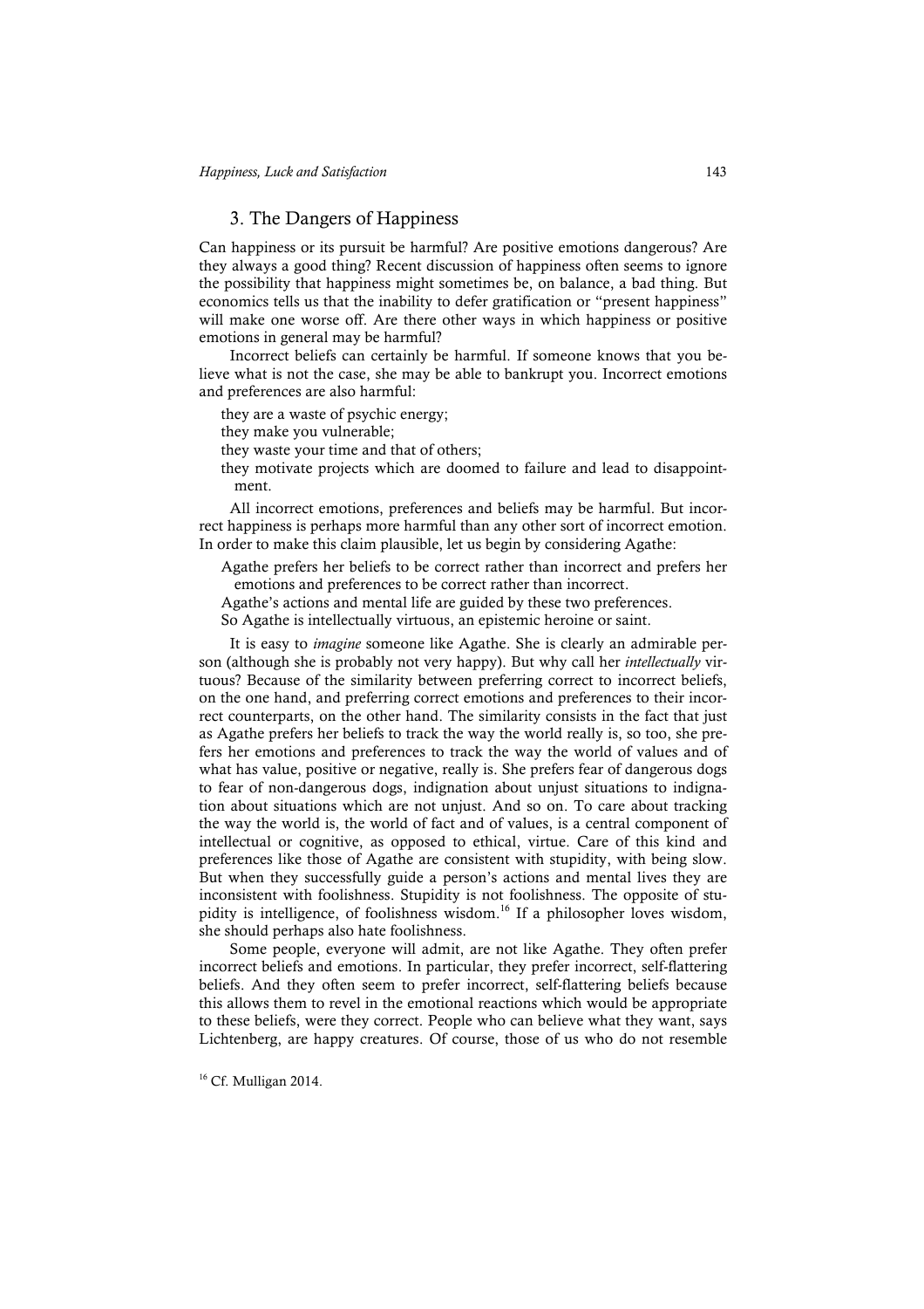## 3. The Dangers of Happiness

Can happiness or its pursuit be harmful? Are positive emotions dangerous? Are they always a good thing? Recent discussion of happiness often seems to ignore the possibility that happiness might sometimes be, on balance, a bad thing. But economics tells us that the inability to defer gratification or "present happiness" will make one worse off. Are there other ways in which happiness or positive emotions in general may be harmful?

Incorrect beliefs can certainly be harmful. If someone knows that you believe what is not the case, she may be able to bankrupt you. Incorrect emotions and preferences are also harmful:

they are a waste of psychic energy;
they make you vulnerable;
they waste your time and that of others;
they motivate projects which are doomed to failure and lead to disappointment.

All incorrect emotions, preferences and beliefs may be harmful. But incorrect happiness is perhaps more harmful than any other sort of incorrect emotion. In order to make this claim plausible, let us begin by considering Agathe:

Agathe prefers her beliefs to be correct rather than incorrect and prefers her emotions and preferences to be correct rather than incorrect.
Agathe's actions and mental life are guided by these two preferences.
So Agathe is intellectually virtuous, an epistemic heroine or saint.

It is easy to *imagine* someone like Agathe. She is clearly an admirable person (although she is probably not very happy). But why call her *intellectually* virtuous? Because of the similarity between preferring correct to incorrect beliefs, on the one hand, and preferring correct emotions and preferences to their incorrect counterparts, on the other hand. The similarity consists in the fact that just as Agathe prefers her beliefs to track the way the world really is, so too, she prefers her emotions and preferences to track the way the world of values and of what has value, positive or negative, really is. She prefers fear of dangerous dogs to fear of non-dangerous dogs, indignation about unjust situations to indignation about situations which are not unjust. And so on. To care about tracking the way the world is, the world of fact and of values, is a central component of intellectual or cognitive, as opposed to ethical, virtue. Care of this kind and preferences like those of Agathe are consistent with stupidity, with being slow. But when they successfully guide a person's actions and mental lives they are inconsistent with foolishness. Stupidity is not foolishness. The opposite of stupidity is intelligence, of foolishness wisdom.[16] If a philosopher loves wisdom, she should perhaps also hate foolishness.

Some people, everyone will admit, are not like Agathe. They often prefer incorrect beliefs and emotions. In particular, they prefer incorrect, self-flattering beliefs. And they often seem to prefer incorrect, self-flattering beliefs because this allows them to revel in the emotional reactions which would be appropriate to these beliefs, were they correct. People who can believe what they want, says Lichtenberg, are happy creatures. Of course, those of us who do not resemble

[16] Cf. Mulligan 2014.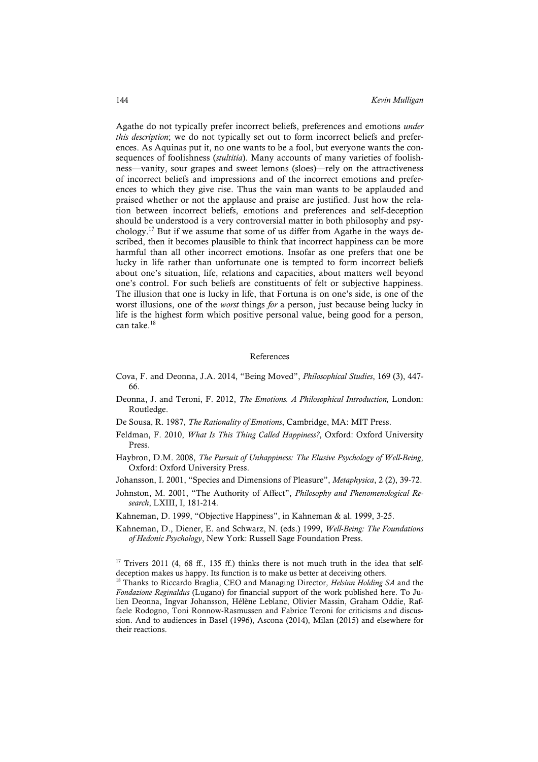Agathe do not typically prefer incorrect beliefs, preferences and emotions *under this description*; we do not typically set out to form incorrect beliefs and preferences. As Aquinas put it, no one wants to be a fool, but everyone wants the consequences of foolishness (*stultitia*). Many accounts of many varieties of foolishness—vanity, sour grapes and sweet lemons (sloes)—rely on the attractiveness of incorrect beliefs and impressions and of the incorrect emotions and preferences to which they give rise. Thus the vain man wants to be applauded and praised whether or not the applause and praise are justified. Just how the relation between incorrect beliefs, emotions and preferences and self-deception should be understood is a very controversial matter in both philosophy and psychology.[17] But if we assume that some of us differ from Agathe in the ways described, then it becomes plausible to think that incorrect happiness can be more harmful than all other incorrect emotions. Insofar as one prefers that one be lucky in life rather than unfortunate one is tempted to form incorrect beliefs about one's situation, life, relations and capacities, about matters well beyond one's control. For such beliefs are constituents of felt or subjective happiness. The illusion that one is lucky in life, that Fortuna is on one's side, is one of the worst illusions, one of the *worst* things *for* a person, just because being lucky in life is the highest form which positive personal value, being good for a person, can take.[18]

## References

Cova, F. and Deonna, J.A. 2014, "Being Moved", *Philosophical Studies*, 169 (3), 447-66.

Deonna, J. and Teroni, F. 2012, *The Emotions. A Philosophical Introduction,* London: Routledge.

De Sousa, R. 1987, *The Rationality of Emotions*, Cambridge, MA: MIT Press.

Feldman, F. 2010, *What Is This Thing Called Happiness?*, Oxford: Oxford University Press.

Haybron, D.M. 2008, *The Pursuit of Unhappiness: The Elusive Psychology of Well-Being*, Oxford: Oxford University Press.

Johansson, I. 2001, "Species and Dimensions of Pleasure", *Metaphysica*, 2 (2), 39-72.

Johnston, M. 2001, "The Authority of Affect", *Philosophy and Phenomenological Research*, LXIII, I, 181-214.

Kahneman, D. 1999, "Objective Happiness", in Kahneman & al. 1999, 3-25.

Kahneman, D., Diener, E. and Schwarz, N. (eds.) 1999, *Well-Being: The Foundations of Hedonic Psychology*, New York: Russell Sage Foundation Press.

[17] Trivers 2011 (4, 68 ff., 135 ff.) thinks there is not much truth in the idea that self-deception makes us happy. Its function is to make us better at deceiving others.

[18] Thanks to Riccardo Braglia, CEO and Managing Director, *Helsinn Holding SA* and the *Fondazione Reginaldus* (Lugano) for financial support of the work published here. To Julien Deonna, Ingvar Johansson, Hélène Leblanc, Olivier Massin, Graham Oddie, Raffaele Rodogno, Toni Ronnow-Rasmussen and Fabrice Teroni for criticisms and discussion. And to audiences in Basel (1996), Ascona (2014), Milan (2015) and elsewhere for their reactions.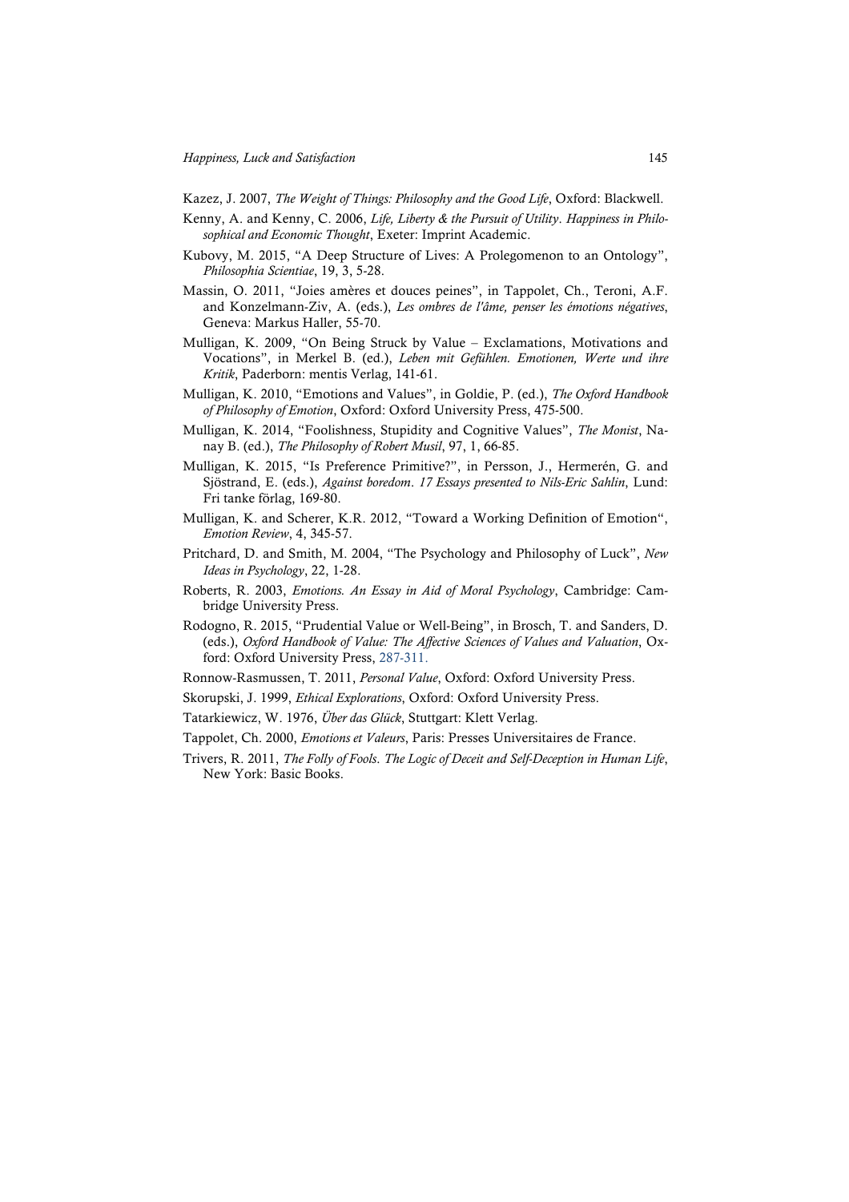Kazez, J. 2007, *The Weight of Things: Philosophy and the Good Life*, Oxford: Blackwell.

Kenny, A. and Kenny, C. 2006, *Life, Liberty & the Pursuit of Utility. Happiness in Philosophical and Economic Thought*, Exeter: Imprint Academic.

Kubovy, M. 2015, "A Deep Structure of Lives: A Prolegomenon to an Ontology", *Philosophia Scientiae*, 19, 3, 5-28.

Massin, O. 2011, "Joies amères et douces peines", in Tappolet, Ch., Teroni, A.F. and Konzelmann-Ziv, A. (eds.), *Les ombres de l'âme, penser les émotions négatives*, Geneva: Markus Haller, 55-70.

Mulligan, K. 2009, "On Being Struck by Value – Exclamations, Motivations and Vocations", in Merkel B. (ed.), *Leben mit Gefühlen. Emotionen, Werte und ihre Kritik*, Paderborn: mentis Verlag, 141-61.

Mulligan, K. 2010, "Emotions and Values", in Goldie, P. (ed.), *The Oxford Handbook of Philosophy of Emotion*, Oxford: Oxford University Press, 475-500.

Mulligan, K. 2014, "Foolishness, Stupidity and Cognitive Values", *The Monist*, Nanay B. (ed.), *The Philosophy of Robert Musil*, 97, 1, 66-85.

Mulligan, K. 2015, "Is Preference Primitive?", in Persson, J., Hermerén, G. and Sjöstrand, E. (eds.), *Against boredom. 17 Essays presented to Nils-Eric Sahlin*, Lund: Fri tanke förlag, 169-80.

Mulligan, K. and Scherer, K.R. 2012, "Toward a Working Definition of Emotion", *Emotion Review*, 4, 345-57.

Pritchard, D. and Smith, M. 2004, "The Psychology and Philosophy of Luck", *New Ideas in Psychology*, 22, 1-28.

Roberts, R. 2003, *Emotions. An Essay in Aid of Moral Psychology*, Cambridge: Cambridge University Press.

Rodogno, R. 2015, "Prudential Value or Well-Being", in Brosch, T. and Sanders, D. (eds.), *Oxford Handbook of Value: The Affective Sciences of Values and Valuation*, Oxford: Oxford University Press, 287-311.

Ronnow-Rasmussen, T. 2011, *Personal Value*, Oxford: Oxford University Press.

Skorupski, J. 1999, *Ethical Explorations*, Oxford: Oxford University Press.

Tatarkiewicz, W. 1976, *Über das Glück*, Stuttgart: Klett Verlag.

Tappolet, Ch. 2000, *Emotions et Valeurs*, Paris: Presses Universitaires de France.

Trivers, R. 2011, *The Folly of Fools. The Logic of Deceit and Self-Deception in Human Life*, New York: Basic Books.